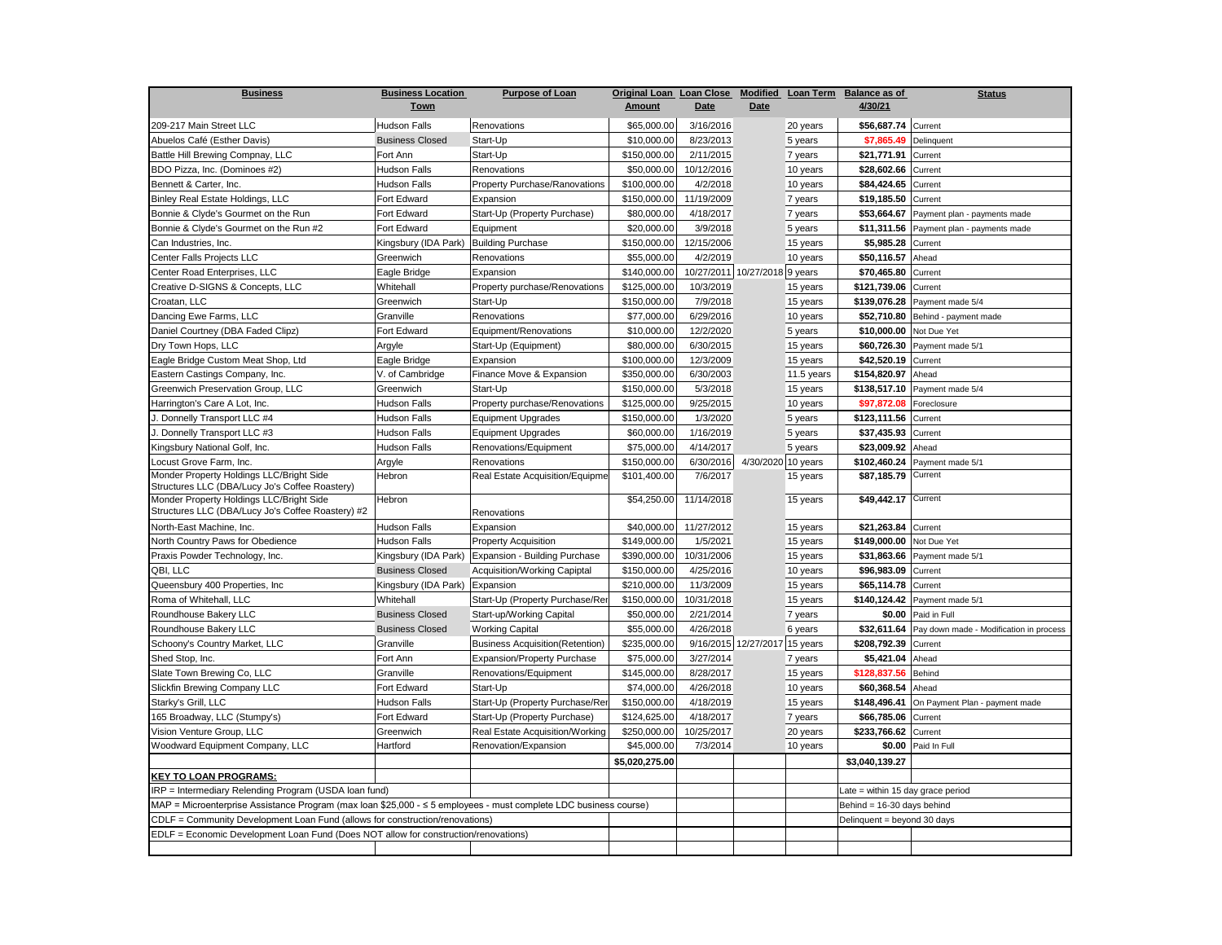| Business | Business Location Town | Purpose of Loan | Original Loan Amount | Loan Close Date | Modified Date | Loan Term | Balance as of 4/30/21 | Status |
|---|---|---|---|---|---|---|---|---|
| 209-217 Main Street LLC | Hudson Falls | Renovations | $65,000.00 | 3/16/2016 | | 20 years | **$56,687.74** | Current |
| Abuelos Café (Esther Davis) | Business Closed | Start-Up | $10,000.00 | 8/23/2013 | | 5 years | **$7,865.49** | Delinquent |
| Battle Hill Brewing Compnay, LLC | Fort Ann | Start-Up | $150,000.00 | 2/11/2015 | | 7 years | **$21,771.91** | Current |
| BDO Pizza, Inc. (Dominoes #2) | Hudson Falls | Renovations | $50,000.00 | 10/12/2016 | | 10 years | **$28,602.66** | Current |
| Bennett & Carter, Inc. | Hudson Falls | Property Purchase/Ranovations | $100,000.00 | 4/2/2018 | | 10 years | **$84,424.65** | Current |
| Binley Real Estate Holdings, LLC | Fort Edward | Expansion | $150,000.00 | 11/19/2009 | | 7 years | **$19,185.50** | Current |
| Bonnie & Clyde's Gourmet on the Run | Fort Edward | Start-Up (Property Purchase) | $80,000.00 | 4/18/2017 | | 7 years | **$53,664.67** | Payment plan - payments made |
| Bonnie & Clyde's Gourmet on the Run #2 | Fort Edward | Equipment | $20,000.00 | 3/9/2018 | | 5 years | **$11,311.56** | Payment plan - payments made |
| Can Industries, Inc. | Kingsbury (IDA Park) | Building Purchase | $150,000.00 | 12/15/2006 | | 15 years | **$5,985.28** | Current |
| Center Falls Projects LLC | Greenwich | Renovations | $55,000.00 | 4/2/2019 | | 10 years | **$50,116.57** | Ahead |
| Center Road Enterprises, LLC | Eagle Bridge | Expansion | $140,000.00 | 10/27/2011 | 10/27/2018 | 9 years | **$70,465.80** | Current |
| Creative D-SIGNS & Concepts, LLC | Whitehall | Property purchase/Renovations | $125,000.00 | 10/3/2019 | | 15 years | **$121,739.06** | Current |
| Croatan, LLC | Greenwich | Start-Up | $150,000.00 | 7/9/2018 | | 15 years | **$139,076.28** | Payment made 5/4 |
| Dancing Ewe Farms, LLC | Granville | Renovations | $77,000.00 | 6/29/2016 | | 10 years | **$52,710.80** | Behind - payment made |
| Daniel Courtney (DBA Faded Clipz) | Fort Edward | Equipment/Renovations | $10,000.00 | 12/2/2020 | | 5 years | **$10,000.00** | Not Due Yet |
| Dry Town Hops, LLC | Argyle | Start-Up (Equipment) | $80,000.00 | 6/30/2015 | | 15 years | **$60,726.30** | Payment made 5/1 |
| Eagle Bridge Custom Meat Shop, Ltd | Eagle Bridge | Expansion | $100,000.00 | 12/3/2009 | | 15 years | **$42,520.19** | Current |
| Eastern Castings Company, Inc. | V. of Cambridge | Finance Move & Expansion | $350,000.00 | 6/30/2003 | | 11.5 years | **$154,820.97** | Ahead |
| Greenwich Preservation Group, LLC | Greenwich | Start-Up | $150,000.00 | 5/3/2018 | | 15 years | **$138,517.10** | Payment made 5/4 |
| Harrington's Care A Lot, Inc. | Hudson Falls | Property purchase/Renovations | $125,000.00 | 9/25/2015 | | 10 years | **$97,872.08** | Foreclosure |
| J. Donnelly Transport LLC #4 | Hudson Falls | Equipment Upgrades | $150,000.00 | 1/3/2020 | | 5 years | **$123,111.56** | Current |
| J. Donnelly Transport LLC #3 | Hudson Falls | Equipment Upgrades | $60,000.00 | 1/16/2019 | | 5 years | **$37,435.93** | Current |
| Kingsbury National Golf, Inc. | Hudson Falls | Renovations/Equipment | $75,000.00 | 4/14/2017 | | 5 years | **$23,009.92** | Ahead |
| Locust Grove Farm, Inc. | Argyle | Renovations | $150,000.00 | 6/30/2016 | 4/30/2020 | 10 years | **$102,460.24** | Payment made 5/1 |
| Monder Property Holdings LLC/Bright Side Structures LLC (DBA/Lucy Jo's Coffee Roastery) | Hebron | Real Estate Acquisition/Equipme | $101,400.00 | 7/6/2017 | | 15 years | **$87,185.79** | Current |
| Monder Property Holdings LLC/Bright Side Structures LLC (DBA/Lucy Jo's Coffee Roastery) #2 | Hebron | Renovations | $54,250.00 | 11/14/2018 | | 15 years | **$49,442.17** | Current |
| North-East Machine, Inc. | Hudson Falls | Expansion | $40,000.00 | 11/27/2012 | | 15 years | **$21,263.84** | Current |
| North Country Paws for Obedience | Hudson Falls | Property Acquisition | $149,000.00 | 1/5/2021 | | 15 years | **$149,000.00** | Not Due Yet |
| Praxis Powder Technology, Inc. | Kingsbury (IDA Park) | Expansion - Building Purchase | $390,000.00 | 10/31/2006 | | 15 years | **$31,863.66** | Payment made 5/1 |
| QBI, LLC | Business Closed | Acquisition/Working Capiptal | $150,000.00 | 4/25/2016 | | 10 years | **$96,983.09** | Current |
| Queensbury 400 Properties, Inc | Kingsbury (IDA Park) | Expansion | $210,000.00 | 11/3/2009 | | 15 years | **$65,114.78** | Current |
| Roma of Whitehall, LLC | Whitehall | Start-Up (Property Purchase/Rer | $150,000.00 | 10/31/2018 | | 15 years | **$140,124.42** | Payment made 5/1 |
| Roundhouse Bakery LLC | Business Closed | Start-up/Working Capital | $50,000.00 | 2/21/2014 | | 7 years | **$0.00** | Paid in Full |
| Roundhouse Bakery LLC | Business Closed | Working Capital | $55,000.00 | 4/26/2018 | | 6 years | **$32,611.64** | Pay down made - Modification in process |
| Schoony's Country Market, LLC | Granville | Business Acquisition(Retention) | $235,000.00 | 9/16/2015 | 12/27/2017 | 15 years | **$208,792.39** | Current |
| Shed Stop, Inc. | Fort Ann | Expansion/Property Purchase | $75,000.00 | 3/27/2014 | | 7 years | **$5,421.04** | Ahead |
| Slate Town Brewing Co, LLC | Granville | Renovations/Equipment | $145,000.00 | 8/28/2017 | | 15 years | **$128,837.56** | Behind |
| Slickfin Brewing Company LLC | Fort Edward | Start-Up | $74,000.00 | 4/26/2018 | | 10 years | **$60,368.54** | Ahead |
| Starky's Grill, LLC | Hudson Falls | Start-Up (Property Purchase/Rer | $150,000.00 | 4/18/2019 | | 15 years | **$148,496.41** | On Payment Plan - payment made |
| 165 Broadway, LLC (Stumpy's) | Fort Edward | Start-Up (Property Purchase) | $124,625.00 | 4/18/2017 | | 7 years | **$66,785.06** | Current |
| Vision Venture Group, LLC | Greenwich | Real Estate Acquisition/Working | $250,000.00 | 10/25/2017 | | 20 years | **$233,766.62** | Current |
| Woodward Equipment Company, LLC | Hartford | Renovation/Expansion | $45,000.00 | 7/3/2014 | | 10 years | **$0.00** | Paid In Full |
| | | | **$5,020,275.00** | | | | **$3,040,139.27** | |

**KEY TO LOAN PROGRAMS:**

IRP = Intermediary Relending Program (USDA loan fund)

MAP = Microenterprise Assistance Program (max loan $25,000 - ≤ 5 employees - must complete LDC business course)

CDLF = Community Development Loan Fund (allows for construction/renovations)

EDLF = Economic Development Loan Fund (Does NOT allow for construction/renovations)

Late = within 15 day grace period

Behind = 16-30 days behind

Delinquent = beyond 30 days